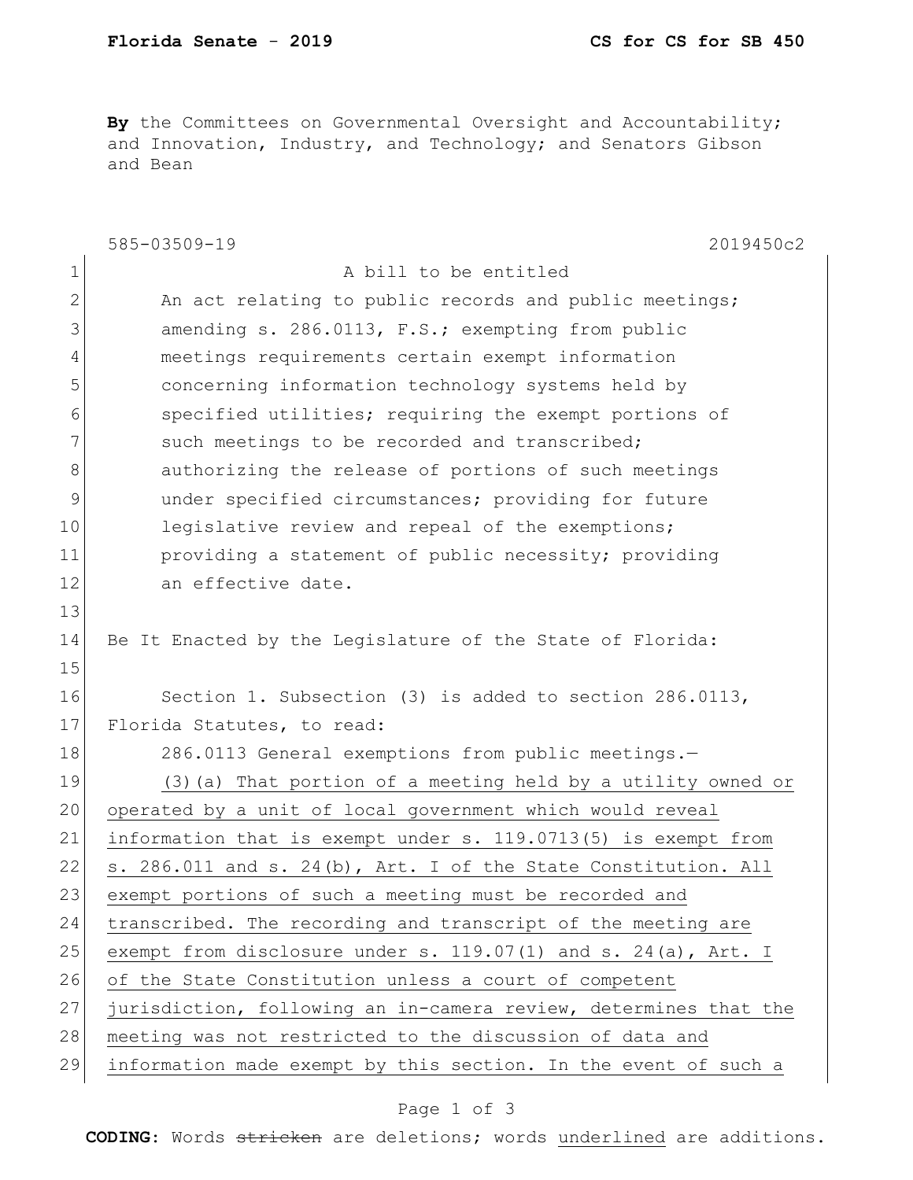**Florida Senate - 2019 CS for CS for SB 450**

**By** the Committees on Governmental Oversight and Accountability; and Innovation, Industry, and Technology; and Senators Gibson and Bean

585-03509-19 2019450c2

A bill to be entitled

An act relating to public records and public meetings; amending s. 286.0113, F.S.; exempting from public meetings requirements certain exempt information concerning information technology systems held by specified utilities; requiring the exempt portions of such meetings to be recorded and transcribed; authorizing the release of portions of such meetings under specified circumstances; providing for future legislative review and repeal of the exemptions; providing a statement of public necessity; providing an effective date.

Be It Enacted by the Legislature of the State of Florida:

Section 1. Subsection (3) is added to section 286.0113, Florida Statutes, to read:

286.0113 General exemptions from public meetings.—

(3)(a) That portion of a meeting held by a utility owned or operated by a unit of local government which would reveal information that is exempt under s. 119.0713(5) is exempt from s. 286.011 and s. 24(b), Art. I of the State Constitution. All exempt portions of such a meeting must be recorded and transcribed. The recording and transcript of the meeting are exempt from disclosure under s. 119.07(1) and s. 24(a), Art. I of the State Constitution unless a court of competent jurisdiction, following an in-camera review, determines that the meeting was not restricted to the discussion of data and information made exempt by this section. In the event of such a

**CODING:** Words ~~stricken~~ are deletions; words underlined are additions.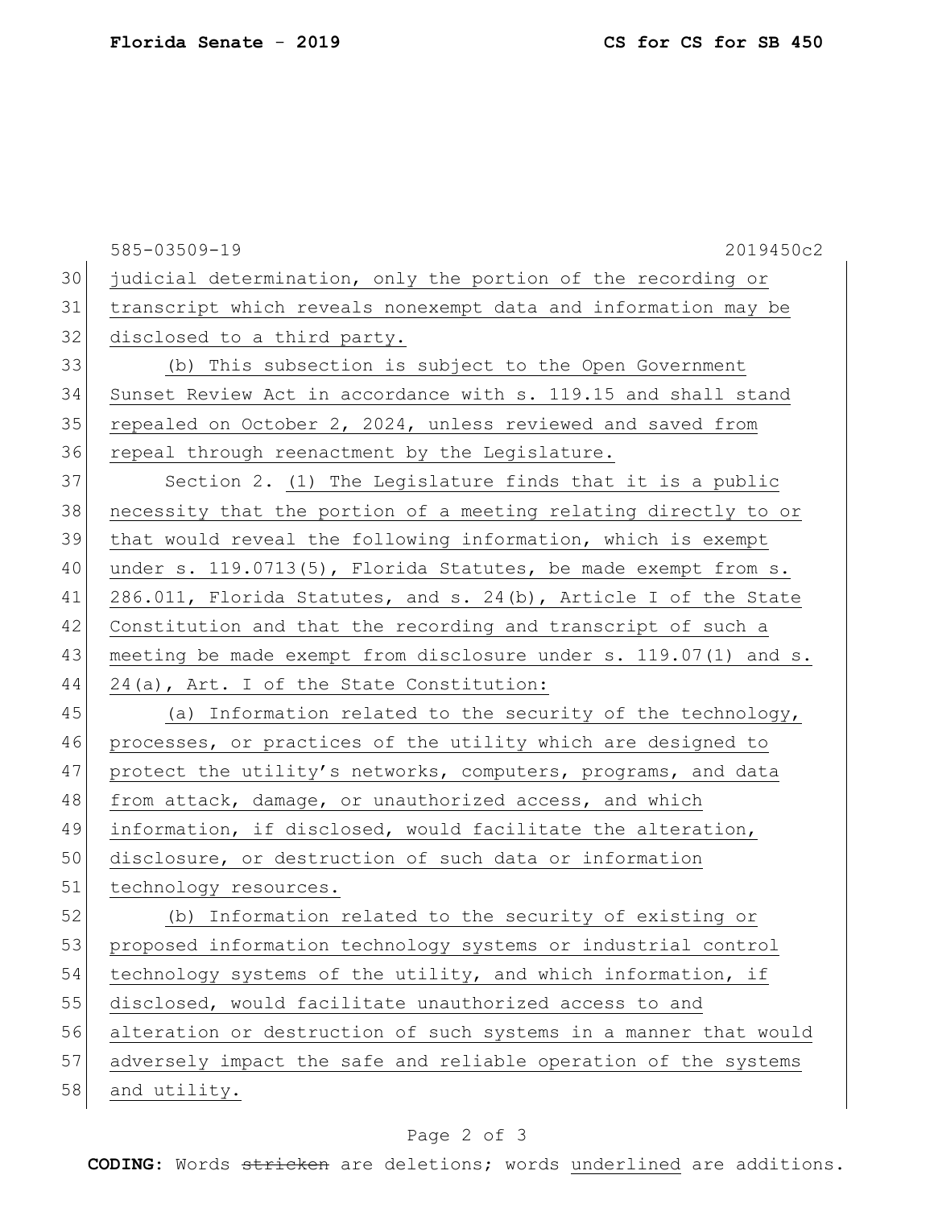judicial determination, only the portion of the recording or transcript which reveals nonexempt data and information may be disclosed to a third party.

(b) This subsection is subject to the Open Government Sunset Review Act in accordance with s. 119.15 and shall stand repealed on October 2, 2024, unless reviewed and saved from repeal through reenactment by the Legislature.

Section 2. (1) The Legislature finds that it is a public necessity that the portion of a meeting relating directly to or that would reveal the following information, which is exempt under s. 119.0713(5), Florida Statutes, be made exempt from s. 286.011, Florida Statutes, and s. 24(b), Article I of the State Constitution and that the recording and transcript of such a meeting be made exempt from disclosure under s. 119.07(1) and s. 24(a), Art. I of the State Constitution:

(a) Information related to the security of the technology, processes, or practices of the utility which are designed to protect the utility's networks, computers, programs, and data from attack, damage, or unauthorized access, and which information, if disclosed, would facilitate the alteration, disclosure, or destruction of such data or information technology resources.

(b) Information related to the security of existing or proposed information technology systems or industrial control technology systems of the utility, and which information, if disclosed, would facilitate unauthorized access to and alteration or destruction of such systems in a manner that would adversely impact the safe and reliable operation of the systems and utility.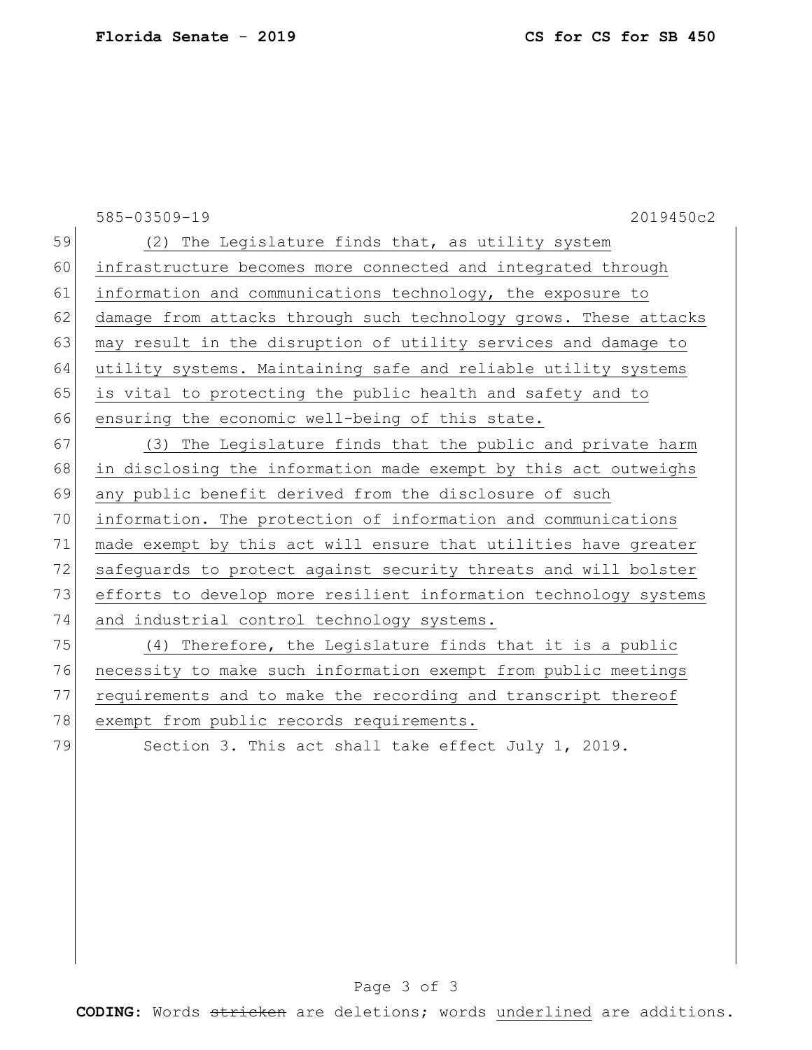585-03509-19 2019450c2

(2) The Legislature finds that, as utility system infrastructure becomes more connected and integrated through information and communications technology, the exposure to damage from attacks through such technology grows. These attacks may result in the disruption of utility services and damage to utility systems. Maintaining safe and reliable utility systems is vital to protecting the public health and safety and to ensuring the economic well-being of this state.

(3) The Legislature finds that the public and private harm in disclosing the information made exempt by this act outweighs any public benefit derived from the disclosure of such information. The protection of information and communications made exempt by this act will ensure that utilities have greater safeguards to protect against security threats and will bolster efforts to develop more resilient information technology systems and industrial control technology systems.

(4) Therefore, the Legislature finds that it is a public necessity to make such information exempt from public meetings requirements and to make the recording and transcript thereof exempt from public records requirements.

Section 3. This act shall take effect July 1, 2019.

**CODING:** Words ~~stricken~~ are deletions; words underlined are additions.